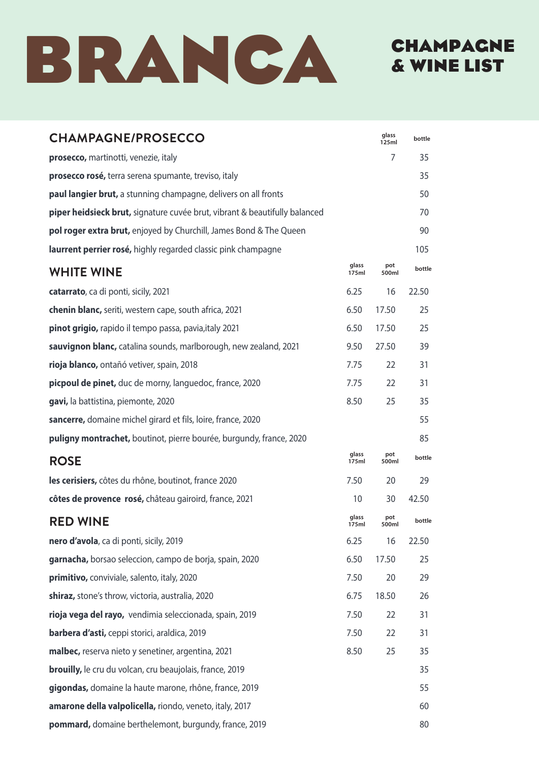# BRANCA

## CHAMPAGNE & WINE LIST

## CHAMPAGNE/PROSECCO

| | glass 125ml | bottle |
|---|---|---|
| **prosecco,** martinotti, venezie, italy | 7 | 35 |
| **prosecco rosé,** terra serena spumante, treviso, italy | | 35 |
| **paul langier brut,** a stunning champagne, delivers on all fronts | | 50 |
| **piper heidsieck brut,** signature cuvée brut, vibrant & beautifully balanced | | 70 |
| **pol roger extra brut,** enjoyed by Churchill, James Bond & The Queen | | 90 |
| **laurrent perrier rosé,** highly regarded classic pink champagne | | 105 |

## WHITE WINE

| | glass 175ml | pot 500ml | bottle |
|---|---|---|---|
| **catarrato**, ca di ponti, sicily, 2021 | 6.25 | 16 | 22.50 |
| **chenin blanc,** seriti, western cape, south africa, 2021 | 6.50 | 17.50 | 25 |
| **pinot grigio,** rapido il tempo passa, pavia,italy 2021 | 6.50 | 17.50 | 25 |
| **sauvignon blanc,** catalina sounds, marlborough, new zealand, 2021 | 9.50 | 27.50 | 39 |
| **rioja blanco,** ontañó vetiver, spain, 2018 | 7.75 | 22 | 31 |
| **picpoul de pinet,** duc de morny, languedoc, france, 2020 | 7.75 | 22 | 31 |
| **gavi,** la battistina, piemonte, 2020 | 8.50 | 25 | 35 |
| **sancerre,** domaine michel girard et fils, loire, france, 2020 | | | 55 |
| **puligny montrachet,** boutinot, pierre bourée, burgundy, france, 2020 | | | 85 |

## ROSE

| | glass 175ml | pot 500ml | bottle |
|---|---|---|---|
| **les cerisiers,** côtes du rhône, boutinot, france 2020 | 7.50 | 20 | 29 |
| **côtes de provence rosé,** château gairoird, france, 2021 | 10 | 30 | 42.50 |

## RED WINE

| | glass 175ml | pot 500ml | bottle |
|---|---|---|---|
| **nero d'avola**, ca di ponti, sicily, 2019 | 6.25 | 16 | 22.50 |
| **garnacha,** borsao seleccion, campo de borja, spain, 2020 | 6.50 | 17.50 | 25 |
| **primitivo,** conviviale, salento, italy, 2020 | 7.50 | 20 | 29 |
| **shiraz,** stone's throw, victoria, australia, 2020 | 6.75 | 18.50 | 26 |
| **rioja vega del rayo,** vendimia seleccionada, spain, 2019 | 7.50 | 22 | 31 |
| **barbera d'asti,** ceppi storici, araldica, 2019 | 7.50 | 22 | 31 |
| **malbec,** reserva nieto y senetiner, argentina, 2021 | 8.50 | 25 | 35 |
| **brouilly,** le cru du volcan, cru beaujolais, france, 2019 | | | 35 |
| **gigondas,** domaine la haute marone, rhône, france, 2019 | | | 55 |
| **amarone della valpolicella,** riondo, veneto, italy, 2017 | | | 60 |
| **pommard,** domaine berthelemont, burgundy, france, 2019 | | | 80 |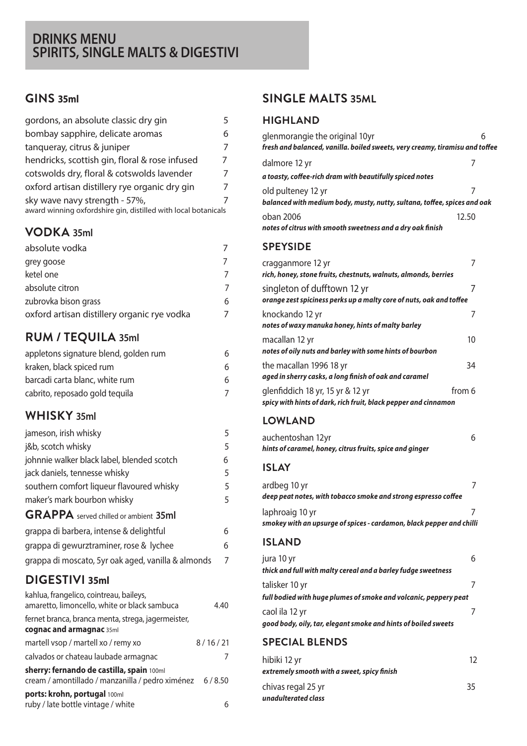# DRINKS MENU
# SPIRITS, SINGLE MALTS & DIGESTIVI

## GINS 35ml

| | |
|---|---|
| gordons, an absolute classic dry gin | 5 |
| bombay sapphire, delicate aromas | 6 |
| tanqueray, citrus & juniper | 7 |
| hendricks, scottish gin, floral & rose infused | 7 |
| cotswolds dry, floral & cotswolds lavender | 7 |
| oxford artisan distillery rye organic dry gin | 7 |
| sky wave navy strength - 57%, award winning oxfordshire gin, distilled with local botanicals | 7 |

## VODKA 35ml

| | |
|---|---|
| absolute vodka | 7 |
| grey goose | 7 |
| ketel one | 7 |
| absolute citron | 7 |
| zubrovka bison grass | 6 |
| oxford artisan distillery organic rye vodka | 7 |

## RUM / TEQUILA 35ml

| | |
|---|---|
| appletons signature blend, golden rum | 6 |
| kraken, black spiced rum | 6 |
| barcadi carta blanc, white rum | 6 |
| cabrito, reposado gold tequila | 7 |

## WHISKY 35ml

| | |
|---|---|
| jameson, irish whisky | 5 |
| j&b, scotch whisky | 5 |
| johnnie walker black label, blended scotch | 6 |
| jack daniels, tennesse whisky | 5 |
| southern comfort liqueur flavoured whisky | 5 |
| maker's mark bourbon whisky | 5 |

## GRAPPA served chilled or ambient 35ml

| | |
|---|---|
| grappa di barbera, intense & delightful | 6 |
| grappa di gewurztraminer, rose & lychee | 6 |
| grappa di moscato, 5yr oak aged, vanilla & almonds | 7 |

## DIGESTIVI 35ml

| | |
|---|---|
| kahlua, frangelico, cointreau, baileys, amaretto, limoncello, white or black sambuca | 4.40 |
| fernet branca, branca menta, strega, jagermeister, | |
| **cognac and armagnac** 35ml | |
| martell vsop / martell xo / remy xo | 8 / 16 / 21 |
| calvados or chateau laubade armagnac | 7 |
| **sherry: fernando de castilla, spain** 100ml | |
| cream / amontillado / manzanilla / pedro ximénez | 6 / 8.50 |
| **ports: krohn, portugal** 100ml | |
| ruby / late bottle vintage / white | 6 |

## SINGLE MALTS 35ML

### HIGHLAND

| | |
|---|---|
| glenmorangie the original 10yr<br>*fresh and balanced, vanilla. boiled sweets, very creamy, tiramisu and toffee* | 6 |
| dalmore 12 yr<br>*a toasty, coffee-rich dram with beautifully spiced notes* | 7 |
| old pulteney 12 yr<br>*balanced with medium body, musty, nutty, sultana, toffee, spices and oak* | 7 |
| oban 2006<br>*notes of citrus with smooth sweetness and a dry oak finish* | 12.50 |

### SPEYSIDE

| | |
|---|---|
| cragganmore 12 yr<br>*rich, honey, stone fruits, chestnuts, walnuts, almonds, berries* | 7 |
| singleton of dufftown 12 yr<br>*orange zest spiciness perks up a malty core of nuts, oak and toffee* | 7 |
| knockando 12 yr<br>*notes of waxy manuka honey, hints of malty barley* | 7 |
| macallan 12 yr<br>*notes of oily nuts and barley with some hints of bourbon* | 10 |
| the macallan 1996 18 yr<br>*aged in sherry casks, a long finish of oak and caramel* | 34 |
| glenfiddich 18 yr, 15 yr & 12 yr<br>*spicy with hints of dark, rich fruit, black pepper and cinnamon* | from 6 |

### LOWLAND

| | |
|---|---|
| auchentoshan 12yr<br>*hints of caramel, honey, citrus fruits, spice and ginger* | 6 |

### ISLAY

| | |
|---|---|
| ardbeg 10 yr<br>*deep peat notes, with tobacco smoke and strong espresso coffee* | 7 |
| laphroaig 10 yr<br>*smokey with an upsurge of spices - cardamon, black pepper and chilli* | 7 |

### ISLAND

| | |
|---|---|
| jura 10 yr<br>*thick and full with malty cereal and a barley fudge sweetness* | 6 |
| talisker 10 yr<br>*full bodied with huge plumes of smoke and volcanic, peppery peat* | 7 |
| caol ila 12 yr<br>*good body, oily, tar, elegant smoke and hints of boiled sweets* | 7 |

### SPECIAL BLENDS

| | |
|---|---|
| hibiki 12 yr<br>*extremely smooth with a sweet, spicy finish* | 12 |
| chivas regal 25 yr<br>*unadulterated class* | 35 |